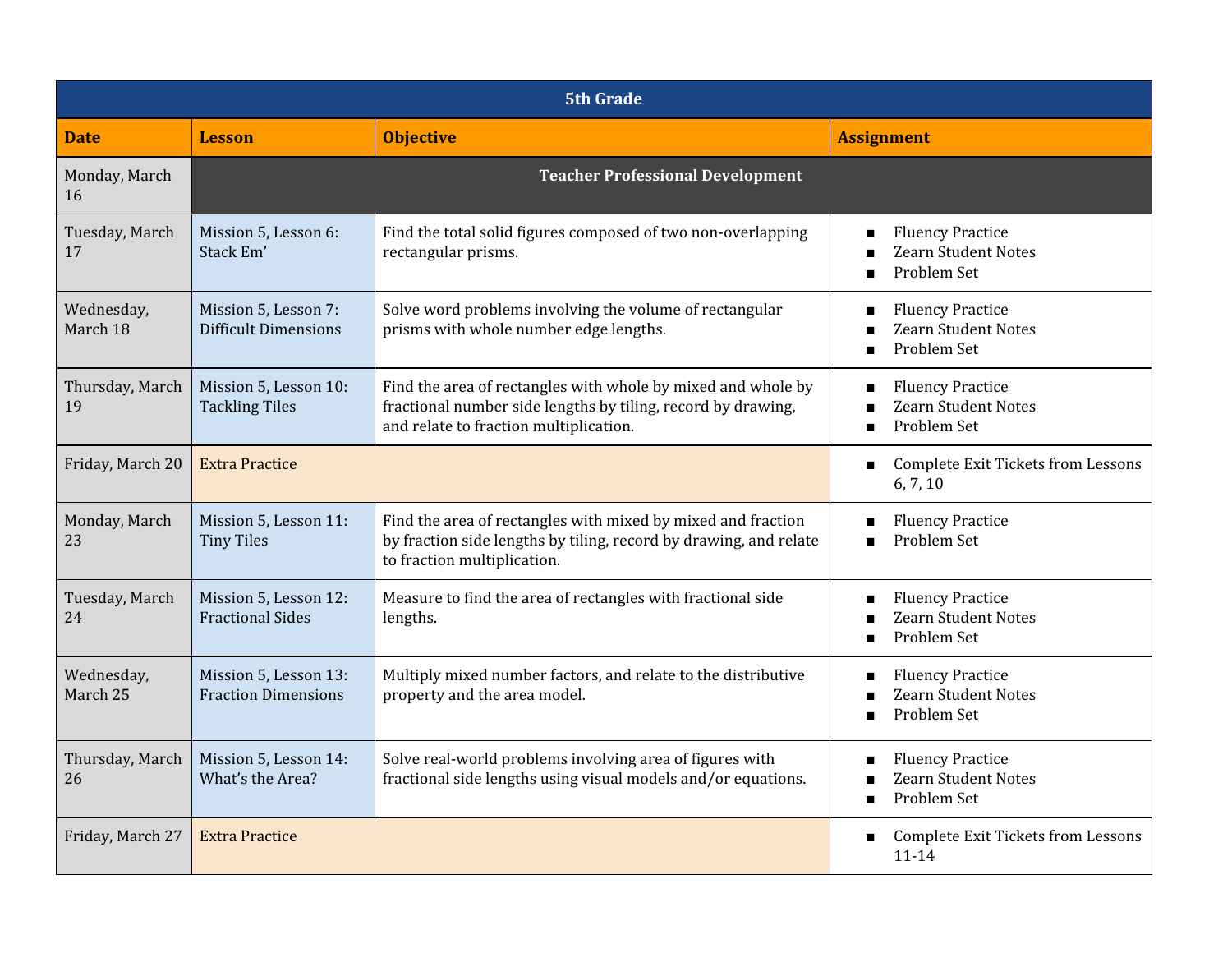| 5th Grade | | | |
|---|---|---|---|
| **Date** | **Lesson** | **Objective** | **Assignment** |
| Monday, March 16 | **Teacher Professional Development** | | |
| Tuesday, March 17 | Mission 5, Lesson 6: Stack Em' | Find the total solid figures composed of two non-overlapping rectangular prisms. | ■ Fluency Practice<br>■ Zearn Student Notes<br>■ Problem Set |
| Wednesday, March 18 | Mission 5, Lesson 7: Difficult Dimensions | Solve word problems involving the volume of rectangular prisms with whole number edge lengths. | ■ Fluency Practice<br>■ Zearn Student Notes<br>■ Problem Set |
| Thursday, March 19 | Mission 5, Lesson 10: Tackling Tiles | Find the area of rectangles with whole by mixed and whole by fractional number side lengths by tiling, record by drawing, and relate to fraction multiplication. | ■ Fluency Practice<br>■ Zearn Student Notes<br>■ Problem Set |
| Friday, March 20 | Extra Practice | | ■ Complete Exit Tickets from Lessons 6, 7, 10 |
| Monday, March 23 | Mission 5, Lesson 11: Tiny Tiles | Find the area of rectangles with mixed by mixed and fraction by fraction side lengths by tiling, record by drawing, and relate to fraction multiplication. | ■ Fluency Practice<br>■ Problem Set |
| Tuesday, March 24 | Mission 5, Lesson 12: Fractional Sides | Measure to find the area of rectangles with fractional side lengths. | ■ Fluency Practice<br>■ Zearn Student Notes<br>■ Problem Set |
| Wednesday, March 25 | Mission 5, Lesson 13: Fraction Dimensions | Multiply mixed number factors, and relate to the distributive property and the area model. | ■ Fluency Practice<br>■ Zearn Student Notes<br>■ Problem Set |
| Thursday, March 26 | Mission 5, Lesson 14: What's the Area? | Solve real-world problems involving area of figures with fractional side lengths using visual models and/or equations. | ■ Fluency Practice<br>■ Zearn Student Notes<br>■ Problem Set |
| Friday, March 27 | Extra Practice | | ■ Complete Exit Tickets from Lessons 11-14 |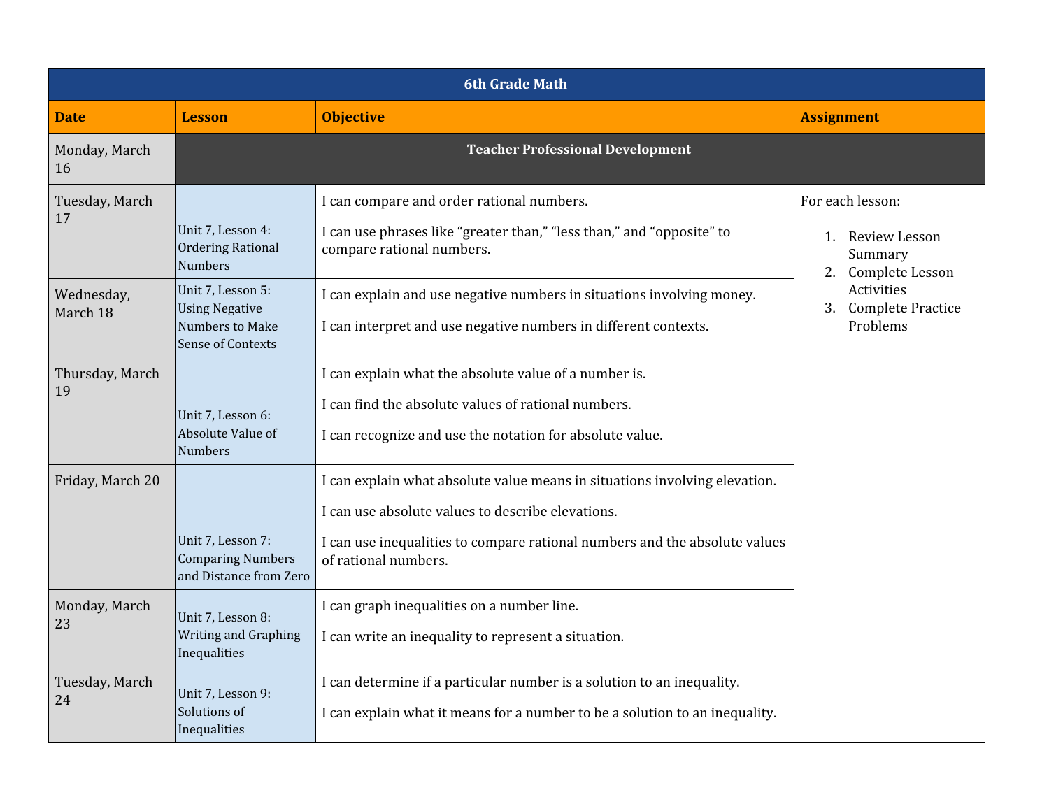| 6th Grade Math | | | |
|---|---|---|---|
| **Date** | **Lesson** | **Objective** | **Assignment** |
| Monday, March 16 | **Teacher Professional Development** | | |
| Tuesday, March 17 | Unit 7, Lesson 4: Ordering Rational Numbers | I can compare and order rational numbers.<br><br>I can use phrases like "greater than," "less than," and "opposite" to compare rational numbers. | For each lesson:<br><br>1. Review Lesson Summary<br>2. Complete Lesson Activities<br>3. Complete Practice Problems |
| Wednesday, March 18 | Unit 7, Lesson 5: Using Negative Numbers to Make Sense of Contexts | I can explain and use negative numbers in situations involving money.<br><br>I can interpret and use negative numbers in different contexts. | |
| Thursday, March 19 | Unit 7, Lesson 6: Absolute Value of Numbers | I can explain what the absolute value of a number is.<br><br>I can find the absolute values of rational numbers.<br><br>I can recognize and use the notation for absolute value. | |
| Friday, March 20 | Unit 7, Lesson 7: Comparing Numbers and Distance from Zero | I can explain what absolute value means in situations involving elevation.<br><br>I can use absolute values to describe elevations.<br><br>I can use inequalities to compare rational numbers and the absolute values of rational numbers. | |
| Monday, March 23 | Unit 7, Lesson 8: Writing and Graphing Inequalities | I can graph inequalities on a number line.<br><br>I can write an inequality to represent a situation. | |
| Tuesday, March 24 | Unit 7, Lesson 9: Solutions of Inequalities | I can determine if a particular number is a solution to an inequality.<br><br>I can explain what it means for a number to be a solution to an inequality. | |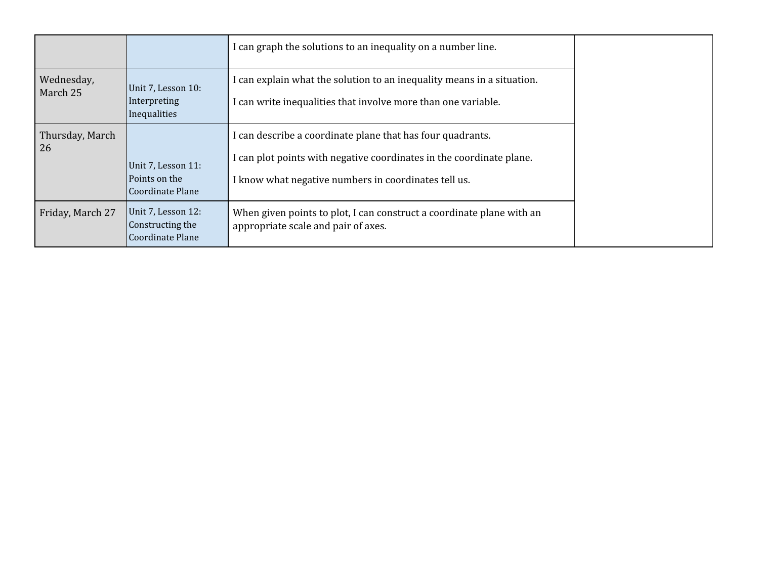| | | | |
|---|---|---|---|
| | | I can graph the solutions to an inequality on a number line. | |
| Wednesday, March 25 | Unit 7, Lesson 10: Interpreting Inequalities | I can explain what the solution to an inequality means in a situation.<br><br>I can write inequalities that involve more than one variable. | |
| Thursday, March 26 | Unit 7, Lesson 11: Points on the Coordinate Plane | I can describe a coordinate plane that has four quadrants.<br><br>I can plot points with negative coordinates in the coordinate plane.<br><br>I know what negative numbers in coordinates tell us. | |
| Friday, March 27 | Unit 7, Lesson 12: Constructing the Coordinate Plane | When given points to plot, I can construct a coordinate plane with an appropriate scale and pair of axes. | |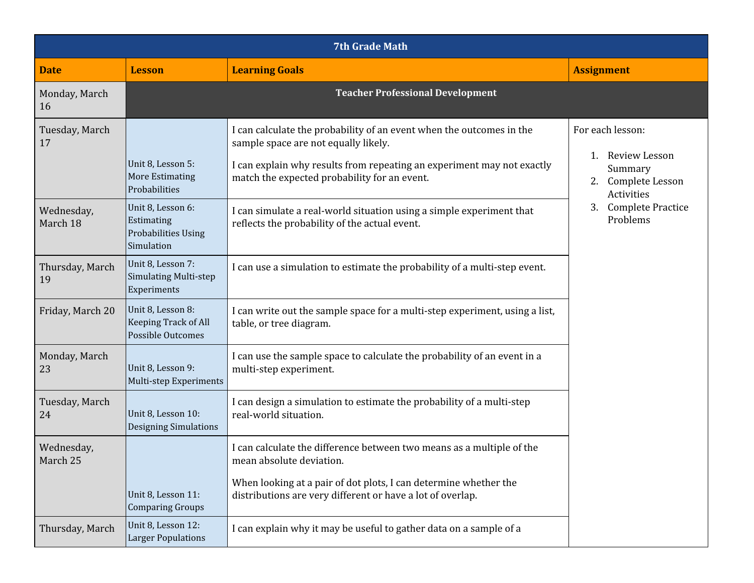| 7th Grade Math | | | |
|---|---|---|---|
| **Date** | **Lesson** | **Learning Goals** | **Assignment** |
| Monday, March 16 | **Teacher Professional Development** | | |
| Tuesday, March 17 | Unit 8, Lesson 5: More Estimating Probabilities | I can calculate the probability of an event when the outcomes in the sample space are not equally likely. I can explain why results from repeating an experiment may not exactly match the expected probability for an event. | For each lesson: 1. Review Lesson Summary 2. Complete Lesson Activities 3. Complete Practice Problems |
| Wednesday, March 18 | Unit 8, Lesson 6: Estimating Probabilities Using Simulation | I can simulate a real-world situation using a simple experiment that reflects the probability of the actual event. | |
| Thursday, March 19 | Unit 8, Lesson 7: Simulating Multi-step Experiments | I can use a simulation to estimate the probability of a multi-step event. | |
| Friday, March 20 | Unit 8, Lesson 8: Keeping Track of All Possible Outcomes | I can write out the sample space for a multi-step experiment, using a list, table, or tree diagram. | |
| Monday, March 23 | Unit 8, Lesson 9: Multi-step Experiments | I can use the sample space to calculate the probability of an event in a multi-step experiment. | |
| Tuesday, March 24 | Unit 8, Lesson 10: Designing Simulations | I can design a simulation to estimate the probability of a multi-step real-world situation. | |
| Wednesday, March 25 | Unit 8, Lesson 11: Comparing Groups | I can calculate the difference between two means as a multiple of the mean absolute deviation. When looking at a pair of dot plots, I can determine whether the distributions are very different or have a lot of overlap. | |
| Thursday, March | Unit 8, Lesson 12: Larger Populations | I can explain why it may be useful to gather data on a sample of a | |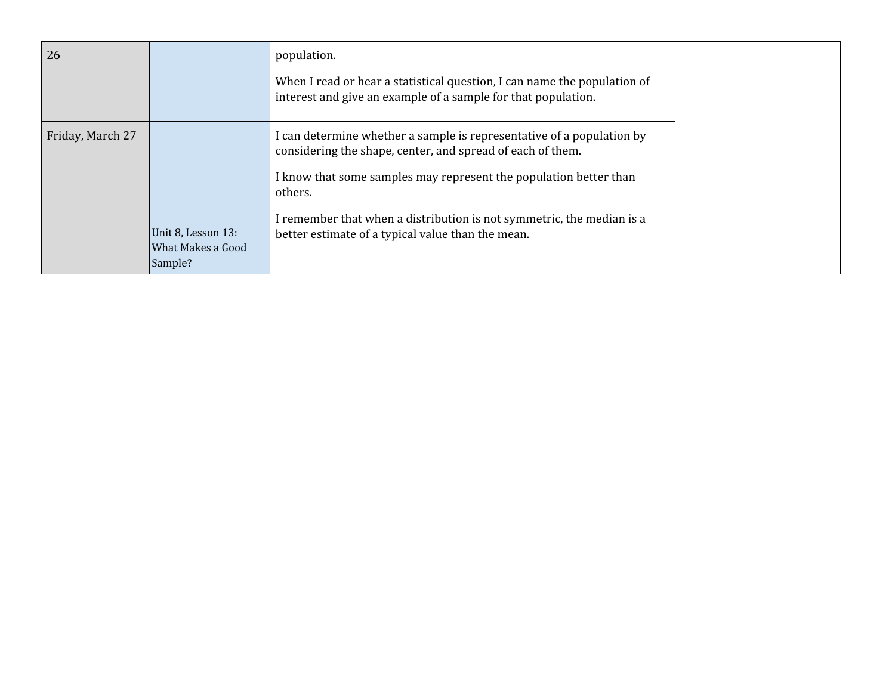| | | | |
|---|---|---|---|
| 26 | | population.<br><br>When I read or hear a statistical question, I can name the population of interest and give an example of a sample for that population. | |
| Friday, March 27 | Unit 8, Lesson 13: What Makes a Good Sample? | I can determine whether a sample is representative of a population by considering the shape, center, and spread of each of them.<br><br>I know that some samples may represent the population better than others.<br><br>I remember that when a distribution is not symmetric, the median is a better estimate of a typical value than the mean. | |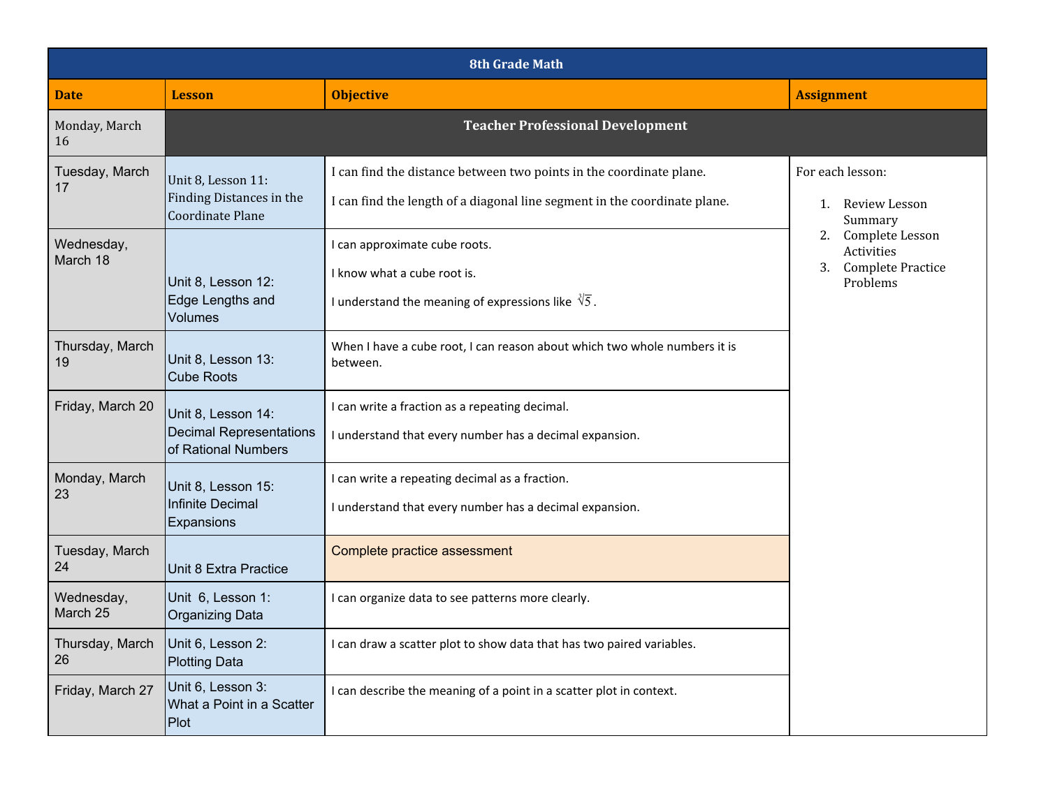| 8th Grade Math | | | |
|---|---|---|---|
| **Date** | **Lesson** | **Objective** | **Assignment** |
| Monday, March 16 | **Teacher Professional Development** | | |
| Tuesday, March 17 | Unit 8, Lesson 11: Finding Distances in the Coordinate Plane | I can find the distance between two points in the coordinate plane.<br><br>I can find the length of a diagonal line segment in the coordinate plane. | For each lesson:<br><br>1. Review Lesson Summary<br>2. Complete Lesson Activities<br>3. Complete Practice Problems |
| Wednesday, March 18 | Unit 8, Lesson 12: Edge Lengths and Volumes | I can approximate cube roots.<br><br>I know what a cube root is.<br><br>I understand the meaning of expressions like $\sqrt[3]{5}$. | |
| Thursday, March 19 | Unit 8, Lesson 13: Cube Roots | When I have a cube root, I can reason about which two whole numbers it is between. | |
| Friday, March 20 | Unit 8, Lesson 14: Decimal Representations of Rational Numbers | I can write a fraction as a repeating decimal.<br><br>I understand that every number has a decimal expansion. | |
| Monday, March 23 | Unit 8, Lesson 15: Infinite Decimal Expansions | I can write a repeating decimal as a fraction.<br><br>I understand that every number has a decimal expansion. | |
| Tuesday, March 24 | Unit 8 Extra Practice | Complete practice assessment | |
| Wednesday, March 25 | Unit 6, Lesson 1: Organizing Data | I can organize data to see patterns more clearly. | |
| Thursday, March 26 | Unit 6, Lesson 2: Plotting Data | I can draw a scatter plot to show data that has two paired variables. | |
| Friday, March 27 | Unit 6, Lesson 3: What a Point in a Scatter Plot | I can describe the meaning of a point in a scatter plot in context. | |